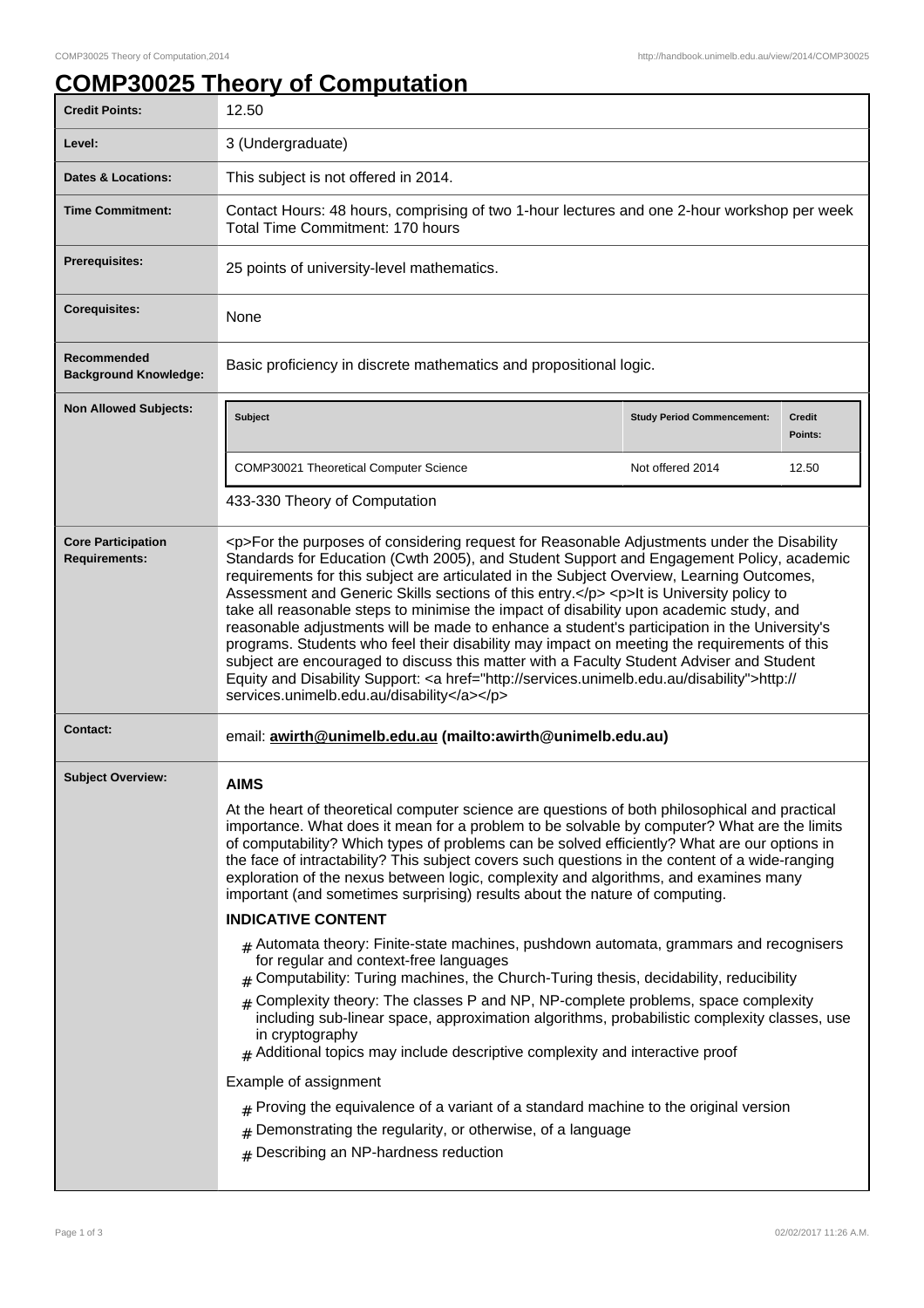# COMP30025 Theory of Computation

| | |
|---|---|
| **Credit Points:** | 12.50 |
| **Level:** | 3 (Undergraduate) |
| **Dates & Locations:** | This subject is not offered in 2014. |
| **Time Commitment:** | Contact Hours: 48 hours, comprising of two 1-hour lectures and one 2-hour workshop per week<br>Total Time Commitment: 170 hours |
| **Prerequisites:** | 25 points of university-level mathematics. |
| **Corequisites:** | None |
| **Recommended Background Knowledge:** | Basic proficiency in discrete mathematics and propositional logic. |
| **Non Allowed Subjects:** | **Subject:** COMP30021 Theoretical Computer Science; **Study Period Commencement:** Not offered 2014; **Credit Points:** 12.50<br>433-330 Theory of Computation |
| **Core Participation Requirements:** | <p>For the purposes of considering request for Reasonable Adjustments under the Disability Standards for Education (Cwth 2005), and Student Support and Engagement Policy, academic requirements for this subject are articulated in the Subject Overview, Learning Outcomes, Assessment and Generic Skills sections of this entry.</p> <p>It is University policy to take all reasonable steps to minimise the impact of disability upon academic study, and reasonable adjustments will be made to enhance a student's participation in the University's programs. Students who feel their disability may impact on meeting the requirements of this subject are encouraged to discuss this matter with a Faculty Student Adviser and Student Equity and Disability Support: <a href="http://services.unimelb.edu.au/disability">http://services.unimelb.edu.au/disability</a></p> |
| **Contact:** | email: **awirth@unimelb.edu.au (mailto:awirth@unimelb.edu.au)** |

## Subject Overview:

**AIMS**

At the heart of theoretical computer science are questions of both philosophical and practical importance. What does it mean for a problem to be solvable by computer? What are the limits of computability? Which types of problems can be solved efficiently? What are our options in the face of intractability? This subject covers such questions in the content of a wide-ranging exploration of the nexus between logic, complexity and algorithms, and examines many important (and sometimes surprising) results about the nature of computing.

**INDICATIVE CONTENT**

- Automata theory: Finite-state machines, pushdown automata, grammars and recognisers for regular and context-free languages
- Computability: Turing machines, the Church-Turing thesis, decidability, reducibility
- Complexity theory: The classes P and NP, NP-complete problems, space complexity including sub-linear space, approximation algorithms, probabilistic complexity classes, use in cryptography
- Additional topics may include descriptive complexity and interactive proof

Example of assignment

- Proving the equivalence of a variant of a standard machine to the original version
- Demonstrating the regularity, or otherwise, of a language
- Describing an NP-hardness reduction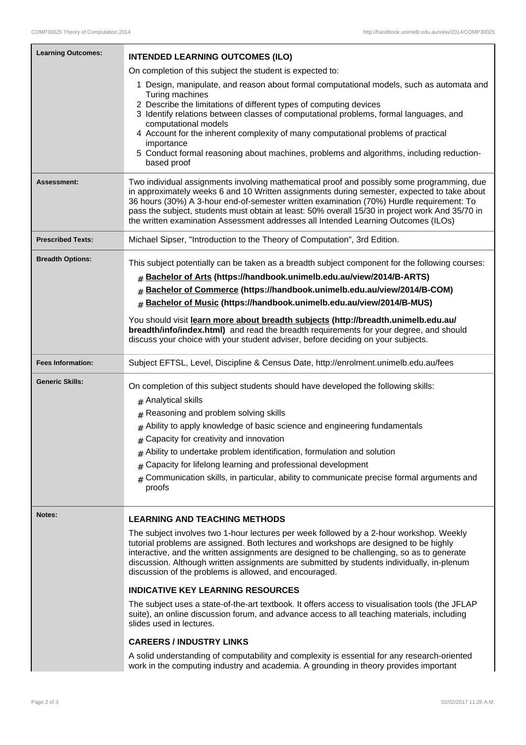**Learning Outcomes:**

### INTENDED LEARNING OUTCOMES (ILO)

On completion of this subject the student is expected to:

1. Design, manipulate, and reason about formal computational models, such as automata and Turing machines
2. Describe the limitations of different types of computing devices
3. Identify relations between classes of computational problems, formal languages, and computational models
4. Account for the inherent complexity of many computational problems of practical importance
5. Conduct formal reasoning about machines, problems and algorithms, including reduction-based proof

**Assessment:**

Two individual assignments involving mathematical proof and possibly some programming, due in approximately weeks 6 and 10 Written assignments during semester, expected to take about 36 hours (30%) A 3-hour end-of-semester written examination (70%) Hurdle requirement: To pass the subject, students must obtain at least: 50% overall 15/30 in project work And 35/70 in the written examination Assessment addresses all Intended Learning Outcomes (ILOs)

**Prescribed Texts:**

Michael Sipser, "Introduction to the Theory of Computation", 3rd Edition.

**Breadth Options:**

This subject potentially can be taken as a breadth subject component for the following courses:

- **Bachelor of Arts (https://handbook.unimelb.edu.au/view/2014/B-ARTS)**
- **Bachelor of Commerce (https://handbook.unimelb.edu.au/view/2014/B-COM)**
- **Bachelor of Music (https://handbook.unimelb.edu.au/view/2014/B-MUS)**

You should visit **learn more about breadth subjects (http://breadth.unimelb.edu.au/breadth/info/index.html)** and read the breadth requirements for your degree, and should discuss your choice with your student adviser, before deciding on your subjects.

**Fees Information:**

Subject EFTSL, Level, Discipline & Census Date, http://enrolment.unimelb.edu.au/fees

**Generic Skills:**

On completion of this subject students should have developed the following skills:

- Analytical skills
- Reasoning and problem solving skills
- Ability to apply knowledge of basic science and engineering fundamentals
- Capacity for creativity and innovation
- Ability to undertake problem identification, formulation and solution
- Capacity for lifelong learning and professional development
- Communication skills, in particular, ability to communicate precise formal arguments and proofs

**Notes:**

### LEARNING AND TEACHING METHODS

The subject involves two 1-hour lectures per week followed by a 2-hour workshop. Weekly tutorial problems are assigned. Both lectures and workshops are designed to be highly interactive, and the written assignments are designed to be challenging, so as to generate discussion. Although written assignments are submitted by students individually, in-plenum discussion of the problems is allowed, and encouraged.

### INDICATIVE KEY LEARNING RESOURCES

The subject uses a state-of-the-art textbook. It offers access to visualisation tools (the JFLAP suite), an online discussion forum, and advance access to all teaching materials, including slides used in lectures.

### CAREERS / INDUSTRY LINKS

A solid understanding of computability and complexity is essential for any research-oriented work in the computing industry and academia. A grounding in theory provides important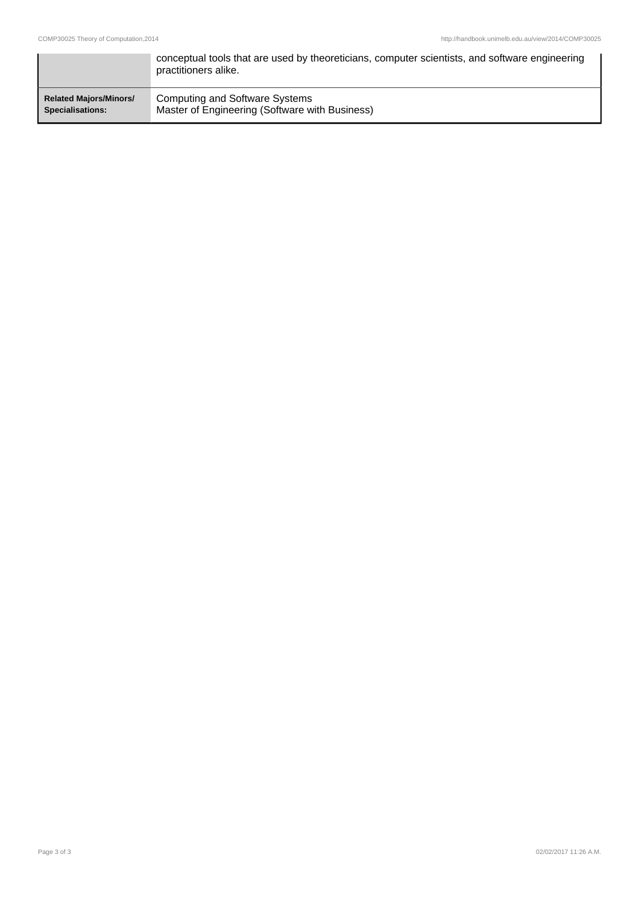| | |
|---|---|
| | conceptual tools that are used by theoreticians, computer scientists, and software engineering practitioners alike. |
| **Related Majors/Minors/ Specialisations:** | Computing and Software Systems<br>Master of Engineering (Software with Business) |